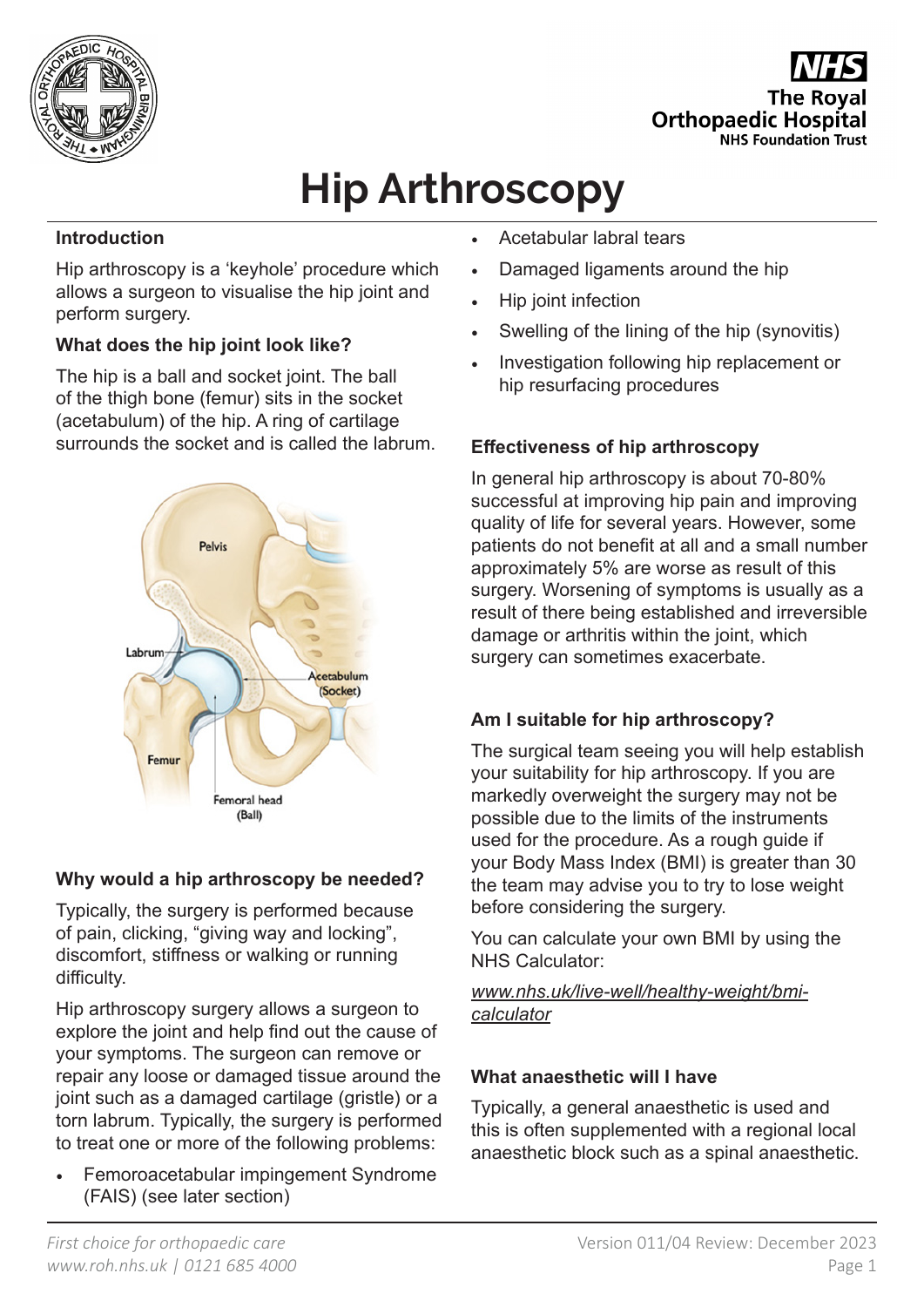# Hip Arthroscopy

### Introduction

Hip arthroscopy is a 'keyhole' procedure which allows a surgeon to visualise the hip joint and perform surgery.

### What does the hip joint look like?

The hip is a ball and socket joint. The ball of the thigh bone (femur) sits in the socket (acetabulum) of the hip. A ring of cartilage surrounds the socket and is called the labrum.

### Why would a hip arthroscopy be needed?

Typically, the surgery is performed because of pain, clicking, "giving way and locking", discomfort, stiffness or walking or running difficulty.

Hip arthroscopy surgery allows a surgeon to explore the joint and help find out the cause of your symptoms. The surgeon can remove or repair any loose or damaged tissue around the joint such as a damaged cartilage (gristle) or a torn labrum. Typically, the surgery is performed to treat one or more of the following problems:

- Femoroacetabular impingement Syndrome (FAIS) (see later section)
- Acetabular labral tears
- Damaged ligaments around the hip
- Hip joint infection
- Swelling of the lining of the hip (synovitis)
- Investigation following hip replacement or hip resurfacing procedures

### Effectiveness of hip arthroscopy

In general hip arthroscopy is about 70-80% successful at improving hip pain and improving quality of life for several years. However, some patients do not benefit at all and a small number approximately 5% are worse as result of this surgery. Worsening of symptoms is usually as a result of there being established and irreversible damage or arthritis within the joint, which surgery can sometimes exacerbate.

### Am I suitable for hip arthroscopy?

The surgical team seeing you will help establish your suitability for hip arthroscopy. If you are markedly overweight the surgery may not be possible due to the limits of the instruments used for the procedure. As a rough guide if your Body Mass Index (BMI) is greater than 30 the team may advise you to try to lose weight before considering the surgery.

You can calculate your own BMI by using the NHS Calculator:

*www.nhs.uk/live-well/healthy-weight/bmi-calculator*

### What anaesthetic will I have

Typically, a general anaesthetic is used and this is often supplemented with a regional local anaesthetic block such as a spinal anaesthetic.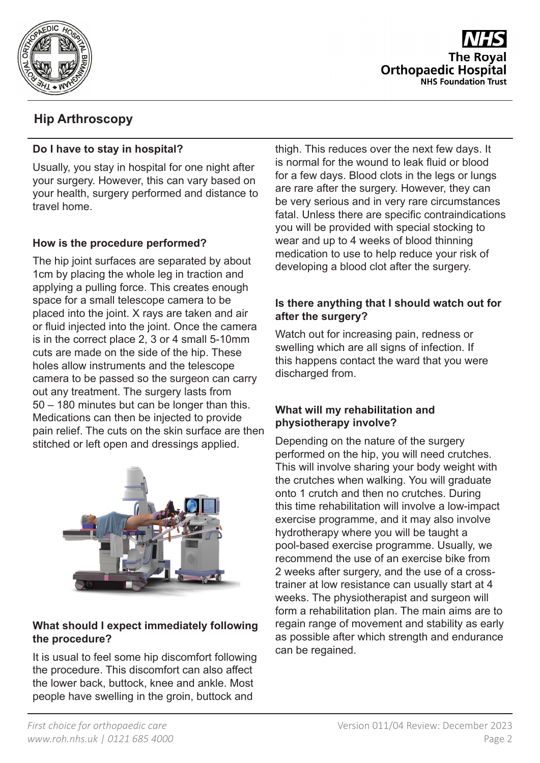## Hip Arthroscopy

### Do I have to stay in hospital?

Usually, you stay in hospital for one night after your surgery. However, this can vary based on your health, surgery performed and distance to travel home.

### How is the procedure performed?

The hip joint surfaces are separated by about 1cm by placing the whole leg in traction and applying a pulling force. This creates enough space for a small telescope camera to be placed into the joint. X rays are taken and air or fluid injected into the joint. Once the camera is in the correct place 2, 3 or 4 small 5-10mm cuts are made on the side of the hip. These holes allow instruments and the telescope camera to be passed so the surgeon can carry out any treatment. The surgery lasts from 50 – 180 minutes but can be longer than this. Medications can then be injected to provide pain relief. The cuts on the skin surface are then stitched or left open and dressings applied.

### What should I expect immediately following the procedure?

It is usual to feel some hip discomfort following the procedure. This discomfort can also affect the lower back, buttock, knee and ankle. Most people have swelling in the groin, buttock and thigh. This reduces over the next few days. It is normal for the wound to leak fluid or blood for a few days. Blood clots in the legs or lungs are rare after the surgery. However, they can be very serious and in very rare circumstances fatal. Unless there are specific contraindications you will be provided with special stocking to wear and up to 4 weeks of blood thinning medication to use to help reduce your risk of developing a blood clot after the surgery.

### Is there anything that I should watch out for after the surgery?

Watch out for increasing pain, redness or swelling which are all signs of infection. If this happens contact the ward that you were discharged from.

### What will my rehabilitation and physiotherapy involve?

Depending on the nature of the surgery performed on the hip, you will need crutches. This will involve sharing your body weight with the crutches when walking. You will graduate onto 1 crutch and then no crutches. During this time rehabilitation will involve a low-impact exercise programme, and it may also involve hydrotherapy where you will be taught a pool-based exercise programme. Usually, we recommend the use of an exercise bike from 2 weeks after surgery, and the use of a cross-trainer at low resistance can usually start at 4 weeks. The physiotherapist and surgeon will form a rehabilitation plan. The main aims are to regain range of movement and stability as early as possible after which strength and endurance can be regained.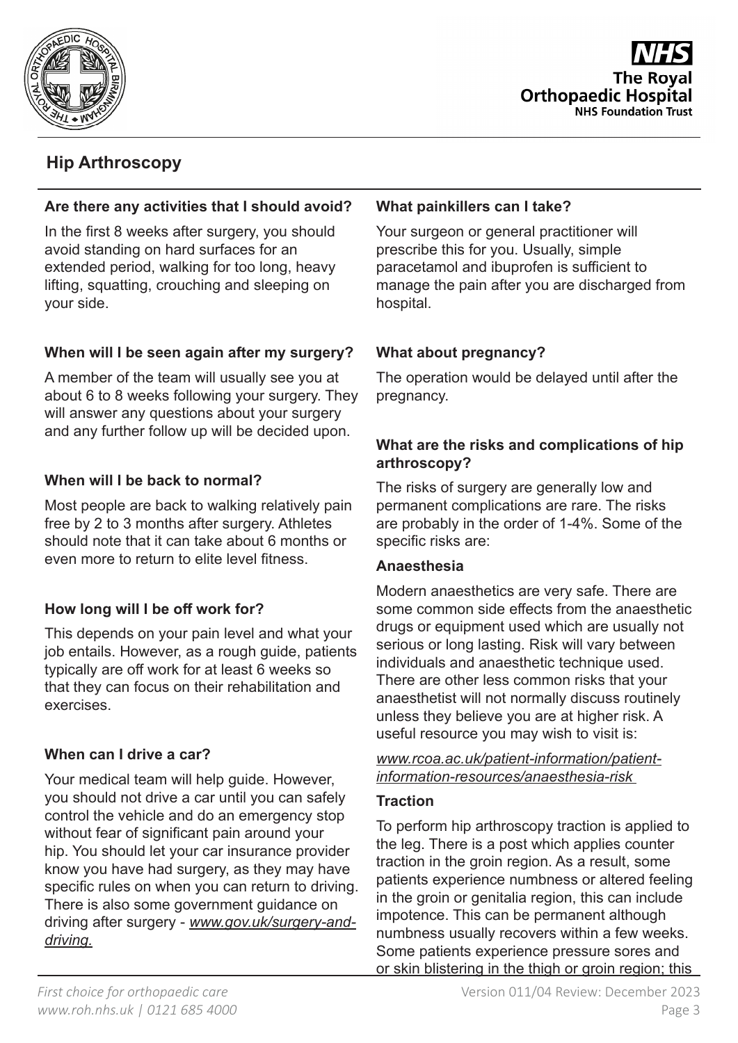## Are there any activities that I should avoid?

In the first 8 weeks after surgery, you should avoid standing on hard surfaces for an extended period, walking for too long, heavy lifting, squatting, crouching and sleeping on your side.

## When will I be seen again after my surgery?

A member of the team will usually see you at about 6 to 8 weeks following your surgery. They will answer any questions about your surgery and any further follow up will be decided upon.

## When will I be back to normal?

Most people are back to walking relatively pain free by 2 to 3 months after surgery. Athletes should note that it can take about 6 months or even more to return to elite level fitness.

## How long will I be off work for?

This depends on your pain level and what your job entails. However, as a rough guide, patients typically are off work for at least 6 weeks so that they can focus on their rehabilitation and exercises.

## When can I drive a car?

Your medical team will help guide. However, you should not drive a car until you can safely control the vehicle and do an emergency stop without fear of significant pain around your hip. You should let your car insurance provider know you have had surgery, as they may have specific rules on when you can return to driving. There is also some government guidance on driving after surgery - *www.gov.uk/surgery-and-driving.*

## What painkillers can I take?

Your surgeon or general practitioner will prescribe this for you. Usually, simple paracetamol and ibuprofen is sufficient to manage the pain after you are discharged from hospital.

## What about pregnancy?

The operation would be delayed until after the pregnancy.

## What are the risks and complications of hip arthroscopy?

The risks of surgery are generally low and permanent complications are rare. The risks are probably in the order of 1-4%. Some of the specific risks are:

### Anaesthesia

Modern anaesthetics are very safe. There are some common side effects from the anaesthetic drugs or equipment used which are usually not serious or long lasting. Risk will vary between individuals and anaesthetic technique used. There are other less common risks that your anaesthetist will not normally discuss routinely unless they believe you are at higher risk. A useful resource you may wish to visit is:

*www.rcoa.ac.uk/patient-information/patient-information-resources/anaesthesia-risk*

### Traction

To perform hip arthroscopy traction is applied to the leg. There is a post which applies counter traction in the groin region. As a result, some patients experience numbness or altered feeling in the groin or genitalia region, this can include impotence. This can be permanent although numbness usually recovers within a few weeks. Some patients experience pressure sores and or skin blistering in the thigh or groin region; this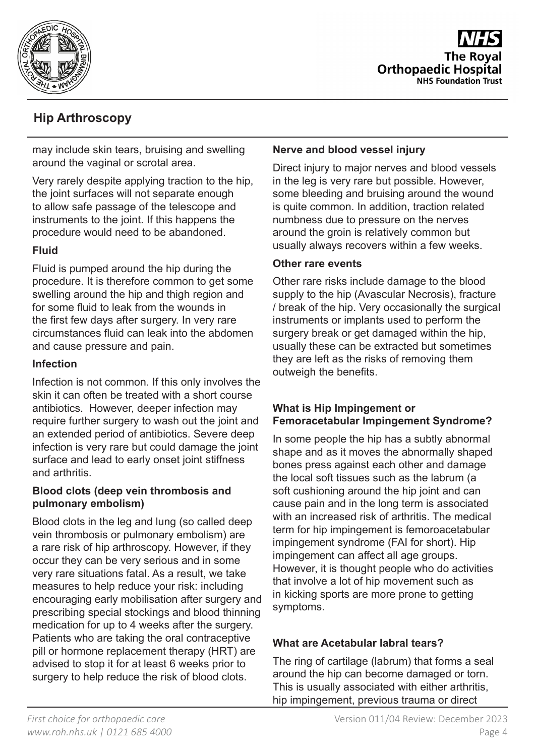may include skin tears, bruising and swelling around the vaginal or scrotal area.

Very rarely despite applying traction to the hip, the joint surfaces will not separate enough to allow safe passage of the telescope and instruments to the joint. If this happens the procedure would need to be abandoned.

**Fluid**

Fluid is pumped around the hip during the procedure. It is therefore common to get some swelling around the hip and thigh region and for some fluid to leak from the wounds in the first few days after surgery. In very rare circumstances fluid can leak into the abdomen and cause pressure and pain.

**Infection**

Infection is not common. If this only involves the skin it can often be treated with a short course antibiotics. However, deeper infection may require further surgery to wash out the joint and an extended period of antibiotics. Severe deep infection is very rare but could damage the joint surface and lead to early onset joint stiffness and arthritis.

**Blood clots (deep vein thrombosis and pulmonary embolism)**

Blood clots in the leg and lung (so called deep vein thrombosis or pulmonary embolism) are a rare risk of hip arthroscopy. However, if they occur they can be very serious and in some very rare situations fatal. As a result, we take measures to help reduce your risk: including encouraging early mobilisation after surgery and prescribing special stockings and blood thinning medication for up to 4 weeks after the surgery. Patients who are taking the oral contraceptive pill or hormone replacement therapy (HRT) are advised to stop it for at least 6 weeks prior to surgery to help reduce the risk of blood clots.

**Nerve and blood vessel injury**

Direct injury to major nerves and blood vessels in the leg is very rare but possible. However, some bleeding and bruising around the wound is quite common. In addition, traction related numbness due to pressure on the nerves around the groin is relatively common but usually always recovers within a few weeks.

**Other rare events**

Other rare risks include damage to the blood supply to the hip (Avascular Necrosis), fracture / break of the hip. Very occasionally the surgical instruments or implants used to perform the surgery break or get damaged within the hip, usually these can be extracted but sometimes they are left as the risks of removing them outweigh the benefits.

**What is Hip Impingement or Femoracetabular Impingement Syndrome?**

In some people the hip has a subtly abnormal shape and as it moves the abnormally shaped bones press against each other and damage the local soft tissues such as the labrum (a soft cushioning around the hip joint and can cause pain and in the long term is associated with an increased risk of arthritis. The medical term for hip impingement is femoroacetabular impingement syndrome (FAI for short). Hip impingement can affect all age groups. However, it is thought people who do activities that involve a lot of hip movement such as in kicking sports are more prone to getting symptoms.

**What are Acetabular labral tears?**

The ring of cartilage (labrum) that forms a seal around the hip can become damaged or torn. This is usually associated with either arthritis, hip impingement, previous trauma or direct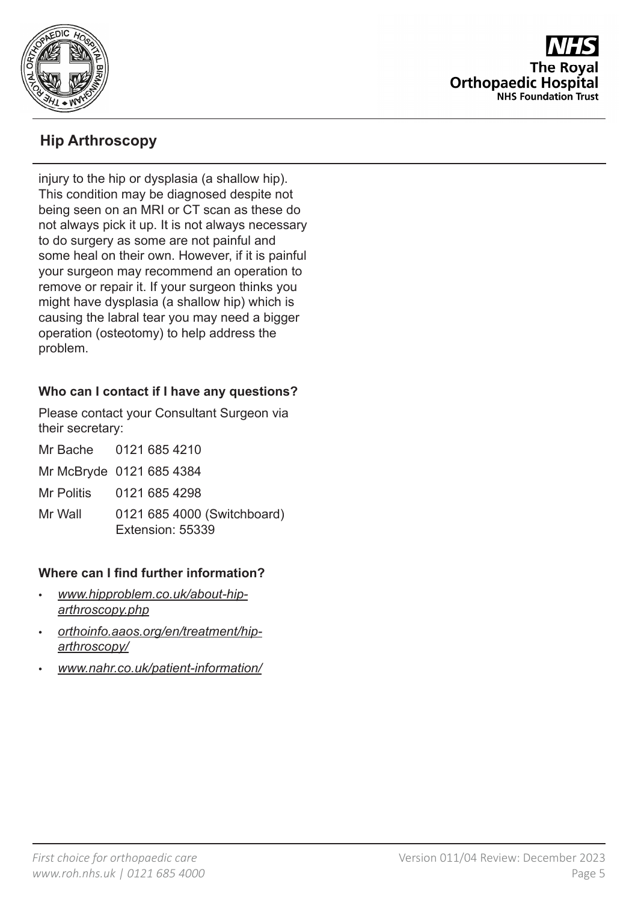injury to the hip or dysplasia (a shallow hip). This condition may be diagnosed despite not being seen on an MRI or CT scan as these do not always pick it up. It is not always necessary to do surgery as some are not painful and some heal on their own. However, if it is painful your surgeon may recommend an operation to remove or repair it. If your surgeon thinks you might have dysplasia (a shallow hip) which is causing the labral tear you may need a bigger operation (osteotomy) to help address the problem.

### Who can I contact if I have any questions?

Please contact your Consultant Surgeon via their secretary:

| | |
|---|---|
| Mr Bache | 0121 685 4210 |
| Mr McBryde | 0121 685 4384 |
| Mr Politis | 0121 685 4298 |
| Mr Wall | 0121 685 4000 (Switchboard) Extension: 55339 |

### Where can I find further information?

- *www.hipproblem.co.uk/about-hip-arthroscopy.php*
- *orthoinfo.aaos.org/en/treatment/hip-arthroscopy/*
- *www.nahr.co.uk/patient-information/*